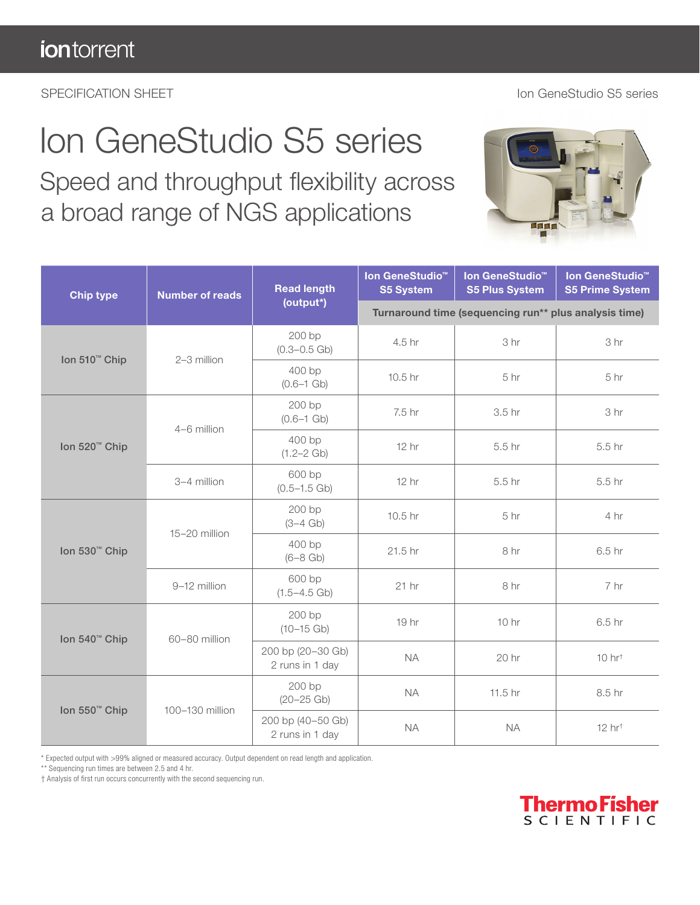iontorrent

SPECIFICATION SHEET

Ion GeneStudio S5 series

# Ion GeneStudio S5 series

## Speed and throughput flexibility across a broad range of NGS applications

| Chip type | Number of reads | Read length (output*) | Ion GeneStudio™ S5 System | Ion GeneStudio™ S5 Plus System | Ion GeneStudio™ S5 Prime System |
|---|---|---|---|---|---|
| | | | Turnaround time (sequencing run** plus analysis time) | | |
| Ion 510™ Chip | 2–3 million | 200 bp (0.3–0.5 Gb) | 4.5 hr | 3 hr | 3 hr |
| | | 400 bp (0.6–1 Gb) | 10.5 hr | 5 hr | 5 hr |
| Ion 520™ Chip | 4–6 million | 200 bp (0.6–1 Gb) | 7.5 hr | 3.5 hr | 3 hr |
| | | 400 bp (1.2–2 Gb) | 12 hr | 5.5 hr | 5.5 hr |
| | 3–4 million | 600 bp (0.5–1.5 Gb) | 12 hr | 5.5 hr | 5.5 hr |
| Ion 530™ Chip | 15–20 million | 200 bp (3–4 Gb) | 10.5 hr | 5 hr | 4 hr |
| | | 400 bp (6–8 Gb) | 21.5 hr | 8 hr | 6.5 hr |
| | 9–12 million | 600 bp (1.5–4.5 Gb) | 21 hr | 8 hr | 7 hr |
| Ion 540™ Chip | 60–80 million | 200 bp (10–15 Gb) | 19 hr | 10 hr | 6.5 hr |
| | | 200 bp (20–30 Gb) 2 runs in 1 day | NA | 20 hr | 10 hr† |
| Ion 550™ Chip | 100–130 million | 200 bp (20–25 Gb) | NA | 11.5 hr | 8.5 hr |
| | | 200 bp (40–50 Gb) 2 runs in 1 day | NA | NA | 12 hr† |

\* Expected output with >99% aligned or measured accuracy. Output dependent on read length and application.

\** Sequencing run times are between 2.5 and 4 hr.

† Analysis of first run occurs concurrently with the second sequencing run.

ThermoFisher SCIENTIFIC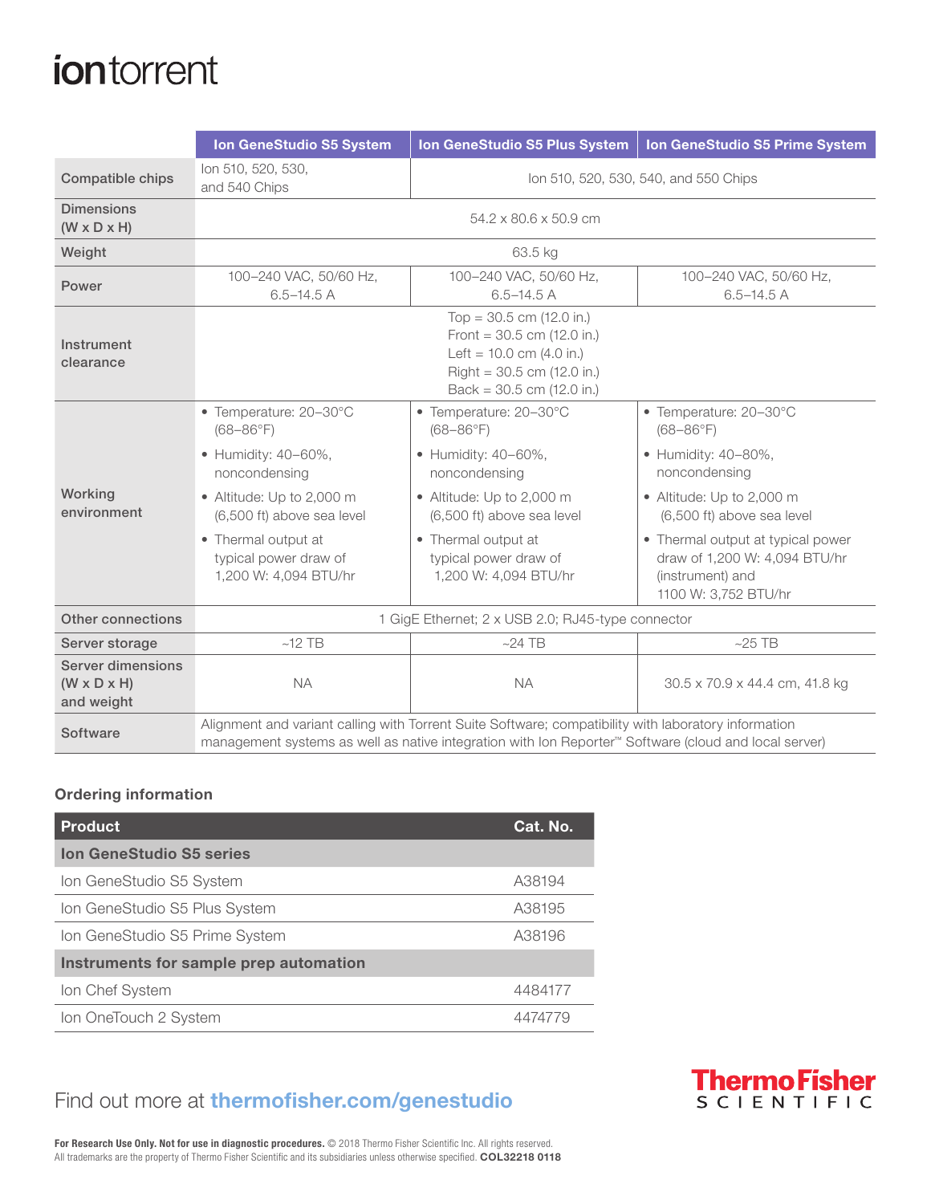iontorrent

| | Ion GeneStudio S5 System | Ion GeneStudio S5 Plus System | Ion GeneStudio S5 Prime System |
|---|---|---|---|
| Compatible chips | Ion 510, 520, 530, and 540 Chips | Ion 510, 520, 530, 540, and 550 Chips | |
| Dimensions (W x D x H) | 54.2 x 80.6 x 50.9 cm | | |
| Weight | 63.5 kg | | |
| Power | 100–240 VAC, 50/60 Hz, 6.5–14.5 A | 100–240 VAC, 50/60 Hz, 6.5–14.5 A | 100–240 VAC, 50/60 Hz, 6.5–14.5 A |
| Instrument clearance | Top = 30.5 cm (12.0 in.)<br>Front = 30.5 cm (12.0 in.)<br>Left = 10.0 cm (4.0 in.)<br>Right = 30.5 cm (12.0 in.)<br>Back = 30.5 cm (12.0 in.) | | |
| Working environment | • Temperature: 20–30°C (68–86°F)<br>• Humidity: 40–60%, noncondensing<br>• Altitude: Up to 2,000 m (6,500 ft) above sea level<br>• Thermal output at typical power draw of 1,200 W: 4,094 BTU/hr | • Temperature: 20–30°C (68–86°F)<br>• Humidity: 40–60%, noncondensing<br>• Altitude: Up to 2,000 m (6,500 ft) above sea level<br>• Thermal output at typical power draw of 1,200 W: 4,094 BTU/hr | • Temperature: 20–30°C (68–86°F)<br>• Humidity: 40–80%, noncondensing<br>• Altitude: Up to 2,000 m (6,500 ft) above sea level<br>• Thermal output at typical power draw of 1,200 W: 4,094 BTU/hr (instrument) and 1100 W: 3,752 BTU/hr |
| Other connections | 1 GigE Ethernet; 2 x USB 2.0; RJ45-type connector | | |
| Server storage | ~12 TB | ~24 TB | ~25 TB |
| Server dimensions (W x D x H) and weight | NA | NA | 30.5 x 70.9 x 44.4 cm, 41.8 kg |
| Software | Alignment and variant calling with Torrent Suite Software; compatibility with laboratory information management systems as well as native integration with Ion Reporter™ Software (cloud and local server) | | |

## Ordering information

| Product | Cat. No. |
|---|---|
| **Ion GeneStudio S5 series** | |
| Ion GeneStudio S5 System | A38194 |
| Ion GeneStudio S5 Plus System | A38195 |
| Ion GeneStudio S5 Prime System | A38196 |
| **Instruments for sample prep automation** | |
| Ion Chef System | 4484177 |
| Ion OneTouch 2 System | 4474779 |

Find out more at **thermofisher.com/genestudio**

ThermoFisher SCIENTIFIC

**For Research Use Only. Not for use in diagnostic procedures.** © 2018 Thermo Fisher Scientific Inc. All rights reserved. All trademarks are the property of Thermo Fisher Scientific and its subsidiaries unless otherwise specified. **COL32218 0118**